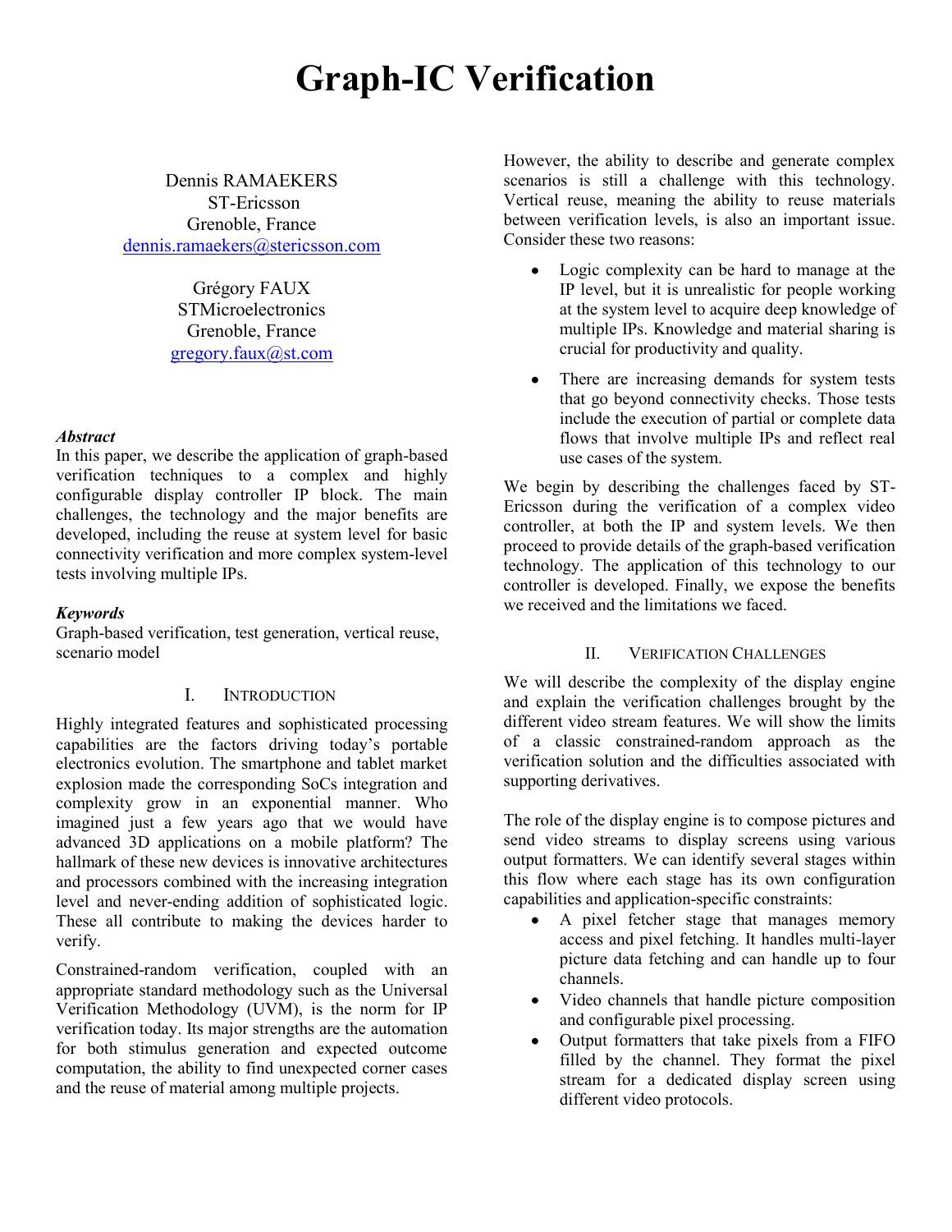# Graph-IC Verification

Dennis RAMAEKERS
ST-Ericsson
Grenoble, France
dennis.ramaekers@stericsson.com

Grégory FAUX
STMicroelectronics
Grenoble, France
gregory.faux@st.com

***Abstract***
In this paper, we describe the application of graph-based verification techniques to a complex and highly configurable display controller IP block. The main challenges, the technology and the major benefits are developed, including the reuse at system level for basic connectivity verification and more complex system-level tests involving multiple IPs.

***Keywords***
Graph-based verification, test generation, vertical reuse, scenario model

## I. Introduction

Highly integrated features and sophisticated processing capabilities are the factors driving today's portable electronics evolution. The smartphone and tablet market explosion made the corresponding SoCs integration and complexity grow in an exponential manner. Who imagined just a few years ago that we would have advanced 3D applications on a mobile platform? The hallmark of these new devices is innovative architectures and processors combined with the increasing integration level and never-ending addition of sophisticated logic. These all contribute to making the devices harder to verify.

Constrained-random verification, coupled with an appropriate standard methodology such as the Universal Verification Methodology (UVM), is the norm for IP verification today. Its major strengths are the automation for both stimulus generation and expected outcome computation, the ability to find unexpected corner cases and the reuse of material among multiple projects.

However, the ability to describe and generate complex scenarios is still a challenge with this technology. Vertical reuse, meaning the ability to reuse materials between verification levels, is also an important issue. Consider these two reasons:

- Logic complexity can be hard to manage at the IP level, but it is unrealistic for people working at the system level to acquire deep knowledge of multiple IPs. Knowledge and material sharing is crucial for productivity and quality.
- There are increasing demands for system tests that go beyond connectivity checks. Those tests include the execution of partial or complete data flows that involve multiple IPs and reflect real use cases of the system.

We begin by describing the challenges faced by ST-Ericsson during the verification of a complex video controller, at both the IP and system levels. We then proceed to provide details of the graph-based verification technology. The application of this technology to our controller is developed. Finally, we expose the benefits we received and the limitations we faced.

## II. Verification Challenges

We will describe the complexity of the display engine and explain the verification challenges brought by the different video stream features. We will show the limits of a classic constrained-random approach as the verification solution and the difficulties associated with supporting derivatives.

The role of the display engine is to compose pictures and send video streams to display screens using various output formatters. We can identify several stages within this flow where each stage has its own configuration capabilities and application-specific constraints:

- A pixel fetcher stage that manages memory access and pixel fetching. It handles multi-layer picture data fetching and can handle up to four channels.
- Video channels that handle picture composition and configurable pixel processing.
- Output formatters that take pixels from a FIFO filled by the channel. They format the pixel stream for a dedicated display screen using different video protocols.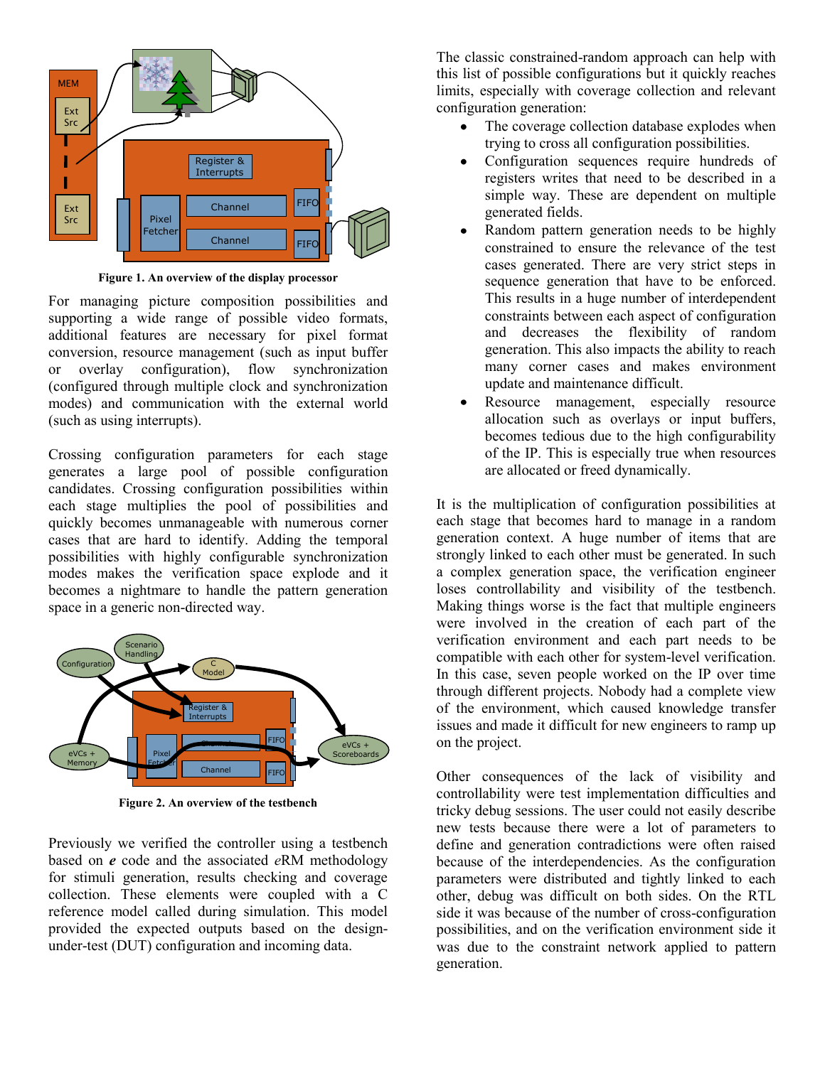Figure 1. An overview of the display processor

For managing picture composition possibilities and supporting a wide range of possible video formats, additional features are necessary for pixel format conversion, resource management (such as input buffer or overlay configuration), flow synchronization (configured through multiple clock and synchronization modes) and communication with the external world (such as using interrupts).

Crossing configuration parameters for each stage generates a large pool of possible configuration candidates. Crossing configuration possibilities within each stage multiplies the pool of possibilities and quickly becomes unmanageable with numerous corner cases that are hard to identify. Adding the temporal possibilities with highly configurable synchronization modes makes the verification space explode and it becomes a nightmare to handle the pattern generation space in a generic non-directed way.

Figure 2. An overview of the testbench

Previously we verified the controller using a testbench based on ***e*** code and the associated *e*RM methodology for stimuli generation, results checking and coverage collection. These elements were coupled with a C reference model called during simulation. This model provided the expected outputs based on the design-under-test (DUT) configuration and incoming data.

The classic constrained-random approach can help with this list of possible configurations but it quickly reaches limits, especially with coverage collection and relevant configuration generation:

- The coverage collection database explodes when trying to cross all configuration possibilities.
- Configuration sequences require hundreds of registers writes that need to be described in a simple way. These are dependent on multiple generated fields.
- Random pattern generation needs to be highly constrained to ensure the relevance of the test cases generated. There are very strict steps in sequence generation that have to be enforced. This results in a huge number of interdependent constraints between each aspect of configuration and decreases the flexibility of random generation. This also impacts the ability to reach many corner cases and makes environment update and maintenance difficult.
- Resource management, especially resource allocation such as overlays or input buffers, becomes tedious due to the high configurability of the IP. This is especially true when resources are allocated or freed dynamically.

It is the multiplication of configuration possibilities at each stage that becomes hard to manage in a random generation context. A huge number of items that are strongly linked to each other must be generated. In such a complex generation space, the verification engineer loses controllability and visibility of the testbench. Making things worse is the fact that multiple engineers were involved in the creation of each part of the verification environment and each part needs to be compatible with each other for system-level verification. In this case, seven people worked on the IP over time through different projects. Nobody had a complete view of the environment, which caused knowledge transfer issues and made it difficult for new engineers to ramp up on the project.

Other consequences of the lack of visibility and controllability were test implementation difficulties and tricky debug sessions. The user could not easily describe new tests because there were a lot of parameters to define and generation contradictions were often raised because of the interdependencies. As the configuration parameters were distributed and tightly linked to each other, debug was difficult on both sides. On the RTL side it was because of the number of cross-configuration possibilities, and on the verification environment side it was due to the constraint network applied to pattern generation.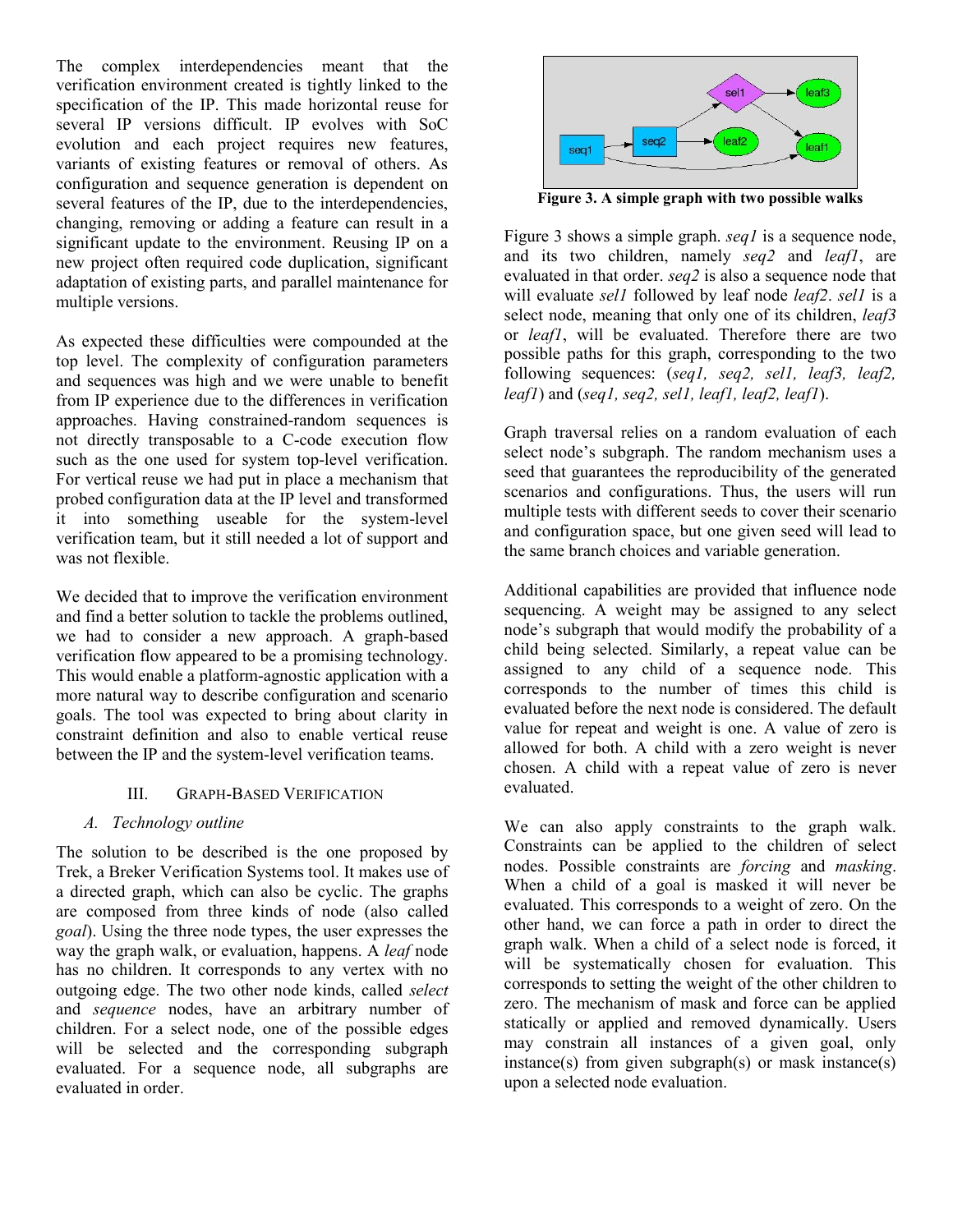The complex interdependencies meant that the verification environment created is tightly linked to the specification of the IP. This made horizontal reuse for several IP versions difficult. IP evolves with SoC evolution and each project requires new features, variants of existing features or removal of others. As configuration and sequence generation is dependent on several features of the IP, due to the interdependencies, changing, removing or adding a feature can result in a significant update to the environment. Reusing IP on a new project often required code duplication, significant adaptation of existing parts, and parallel maintenance for multiple versions.

As expected these difficulties were compounded at the top level. The complexity of configuration parameters and sequences was high and we were unable to benefit from IP experience due to the differences in verification approaches. Having constrained-random sequences is not directly transposable to a C-code execution flow such as the one used for system top-level verification. For vertical reuse we had put in place a mechanism that probed configuration data at the IP level and transformed it into something useable for the system-level verification team, but it still needed a lot of support and was not flexible.

We decided that to improve the verification environment and find a better solution to tackle the problems outlined, we had to consider a new approach. A graph-based verification flow appeared to be a promising technology. This would enable a platform-agnostic application with a more natural way to describe configuration and scenario goals. The tool was expected to bring about clarity in constraint definition and also to enable vertical reuse between the IP and the system-level verification teams.

## III. Graph-Based Verification

### A. Technology outline

The solution to be described is the one proposed by Trek, a Breker Verification Systems tool. It makes use of a directed graph, which can also be cyclic. The graphs are composed from three kinds of node (also called *goal*). Using the three node types, the user expresses the way the graph walk, or evaluation, happens. A *leaf* node has no children. It corresponds to any vertex with no outgoing edge. The two other node kinds, called *select* and *sequence* nodes, have an arbitrary number of children. For a select node, one of the possible edges will be selected and the corresponding subgraph evaluated. For a sequence node, all subgraphs are evaluated in order.

**Figure 3. A simple graph with two possible walks**

Figure 3 shows a simple graph. *seq1* is a sequence node, and its two children, namely *seq2* and *leaf1*, are evaluated in that order. *seq2* is also a sequence node that will evaluate *sel1* followed by leaf node *leaf2*. *sel1* is a select node, meaning that only one of its children, *leaf3* or *leaf1*, will be evaluated. Therefore there are two possible paths for this graph, corresponding to the two following sequences: (*seq1, seq2, sel1, leaf3, leaf2, leaf1*) and (*seq1, seq2, sel1, leaf1, leaf2, leaf1*).

Graph traversal relies on a random evaluation of each select node's subgraph. The random mechanism uses a seed that guarantees the reproducibility of the generated scenarios and configurations. Thus, the users will run multiple tests with different seeds to cover their scenario and configuration space, but one given seed will lead to the same branch choices and variable generation.

Additional capabilities are provided that influence node sequencing. A weight may be assigned to any select node's subgraph that would modify the probability of a child being selected. Similarly, a repeat value can be assigned to any child of a sequence node. This corresponds to the number of times this child is evaluated before the next node is considered. The default value for repeat and weight is one. A value of zero is allowed for both. A child with a zero weight is never chosen. A child with a repeat value of zero is never evaluated.

We can also apply constraints to the graph walk. Constraints can be applied to the children of select nodes. Possible constraints are *forcing* and *masking*. When a child of a goal is masked it will never be evaluated. This corresponds to a weight of zero. On the other hand, we can force a path in order to direct the graph walk. When a child of a select node is forced, it will be systematically chosen for evaluation. This corresponds to setting the weight of the other children to zero. The mechanism of mask and force can be applied statically or applied and removed dynamically. Users may constrain all instances of a given goal, only instance(s) from given subgraph(s) or mask instance(s) upon a selected node evaluation.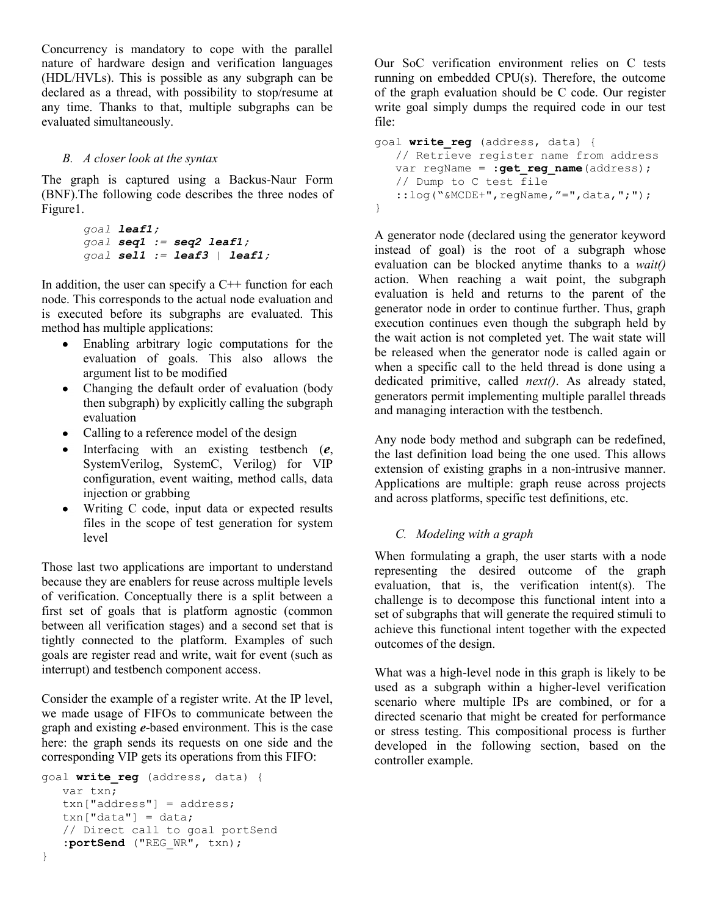Concurrency is mandatory to cope with the parallel nature of hardware design and verification languages (HDL/HVLs). This is possible as any subgraph can be declared as a thread, with possibility to stop/resume at any time. Thanks to that, multiple subgraphs can be evaluated simultaneously.

### B. A closer look at the syntax

The graph is captured using a Backus-Naur Form (BNF).The following code describes the three nodes of Figure1.

```
goal leaf1;
goal seq1 := seq2 leaf1;
goal sel1 := leaf3 | leaf1;
```

In addition, the user can specify a C++ function for each node. This corresponds to the actual node evaluation and is executed before its subgraphs are evaluated. This method has multiple applications:

- Enabling arbitrary logic computations for the evaluation of goals. This also allows the argument list to be modified
- Changing the default order of evaluation (body then subgraph) by explicitly calling the subgraph evaluation
- Calling to a reference model of the design
- Interfacing with an existing testbench (***e***, SystemVerilog, SystemC, Verilog) for VIP configuration, event waiting, method calls, data injection or grabbing
- Writing C code, input data or expected results files in the scope of test generation for system level

Those last two applications are important to understand because they are enablers for reuse across multiple levels of verification. Conceptually there is a split between a first set of goals that is platform agnostic (common between all verification stages) and a second set that is tightly connected to the platform. Examples of such goals are register read and write, wait for event (such as interrupt) and testbench component access.

Consider the example of a register write. At the IP level, we made usage of FIFOs to communicate between the graph and existing ***e***-based environment. This is the case here: the graph sends its requests on one side and the corresponding VIP gets its operations from this FIFO:

```
goal write_reg (address, data) {
   var txn;
   txn["address"] = address;
   txn["data"] = data;
   // Direct call to goal portSend
   :portSend ("REG_WR", txn);
}
```

Our SoC verification environment relies on C tests running on embedded CPU(s). Therefore, the outcome of the graph evaluation should be C code. Our register write goal simply dumps the required code in our test file:

```
goal write_reg (address, data) {
   // Retrieve register name from address
   var regName = :get_reg_name(address);
   // Dump to C test file
   ::log("&MCDE+",regName,"=",data,";");
}
```

A generator node (declared using the generator keyword instead of goal) is the root of a subgraph whose evaluation can be blocked anytime thanks to a *wait()* action. When reaching a wait point, the subgraph evaluation is held and returns to the parent of the generator node in order to continue further. Thus, graph execution continues even though the subgraph held by the wait action is not completed yet. The wait state will be released when the generator node is called again or when a specific call to the held thread is done using a dedicated primitive, called *next()*. As already stated, generators permit implementing multiple parallel threads and managing interaction with the testbench.

Any node body method and subgraph can be redefined, the last definition load being the one used. This allows extension of existing graphs in a non-intrusive manner. Applications are multiple: graph reuse across projects and across platforms, specific test definitions, etc.

### C. Modeling with a graph

When formulating a graph, the user starts with a node representing the desired outcome of the graph evaluation, that is, the verification intent(s). The challenge is to decompose this functional intent into a set of subgraphs that will generate the required stimuli to achieve this functional intent together with the expected outcomes of the design.

What was a high-level node in this graph is likely to be used as a subgraph within a higher-level verification scenario where multiple IPs are combined, or for a directed scenario that might be created for performance or stress testing. This compositional process is further developed in the following section, based on the controller example.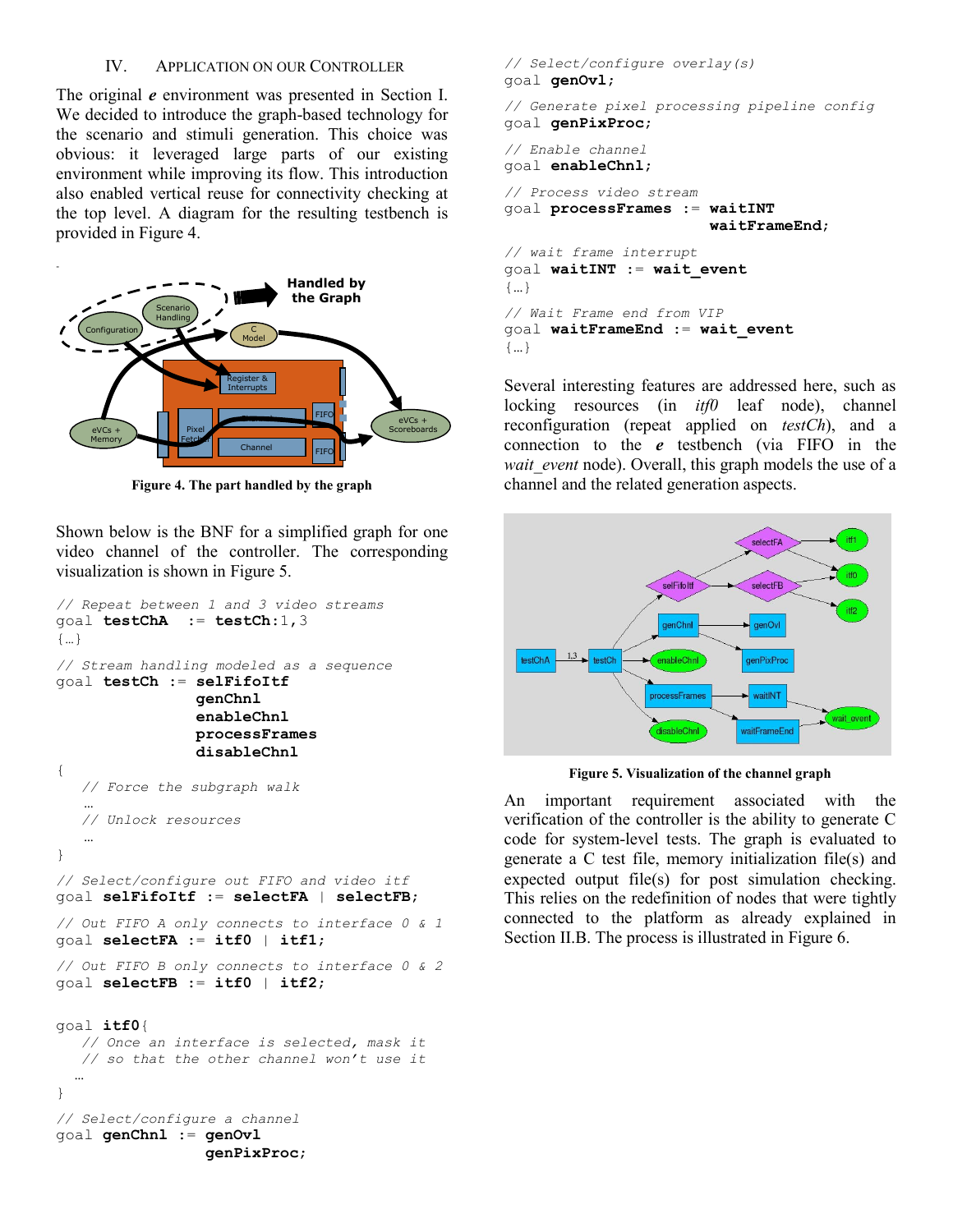## IV. Application on our Controller

The original ***e*** environment was presented in Section I. We decided to introduce the graph-based technology for the scenario and stimuli generation. This choice was obvious: it leveraged large parts of our existing environment while improving its flow. This introduction also enabled vertical reuse for connectivity checking at the top level. A diagram for the resulting testbench is provided in Figure 4.

**Figure 4. The part handled by the graph**

Shown below is the BNF for a simplified graph for one video channel of the controller. The corresponding visualization is shown in Figure 5.

```
// Repeat between 1 and 3 video streams
goal testChA  := testCh:1,3
{…}

// Stream handling modeled as a sequence
goal testCh := selFifoItf
               genChnl
               enableChnl
               processFrames
               disableChnl
{
   // Force the subgraph walk
   …
   // Unlock resources
   …
}

// Select/configure out FIFO and video itf
goal selFifoItf := selectFA | selectFB;

// Out FIFO A only connects to interface 0 & 1
goal selectFA := itf0 | itf1;

// Out FIFO B only connects to interface 0 & 2
goal selectFB := itf0 | itf2;


goal itf0{
   // Once an interface is selected, mask it
   // so that the other channel won't use it
  …
}

// Select/configure a channel
goal genChnl := genOvl
                genPixProc;

// Select/configure overlay(s)
goal genOvl;

// Generate pixel processing pipeline config
goal genPixProc;

// Enable channel
goal enableChnl;

// Process video stream
goal processFrames := waitINT
                      waitFrameEnd;

// wait frame interrupt
goal waitINT := wait_event
{…}

// Wait Frame end from VIP
goal waitFrameEnd := wait_event
{…}
```

Several interesting features are addressed here, such as locking resources (in *itf0* leaf node), channel reconfiguration (repeat applied on *testCh*), and a connection to the ***e*** testbench (via FIFO in the *wait_event* node). Overall, this graph models the use of a channel and the related generation aspects.

**Figure 5. Visualization of the channel graph**

An important requirement associated with the verification of the controller is the ability to generate C code for system-level tests. The graph is evaluated to generate a C test file, memory initialization file(s) and expected output file(s) for post simulation checking. This relies on the redefinition of nodes that were tightly connected to the platform as already explained in Section II.B. The process is illustrated in Figure 6.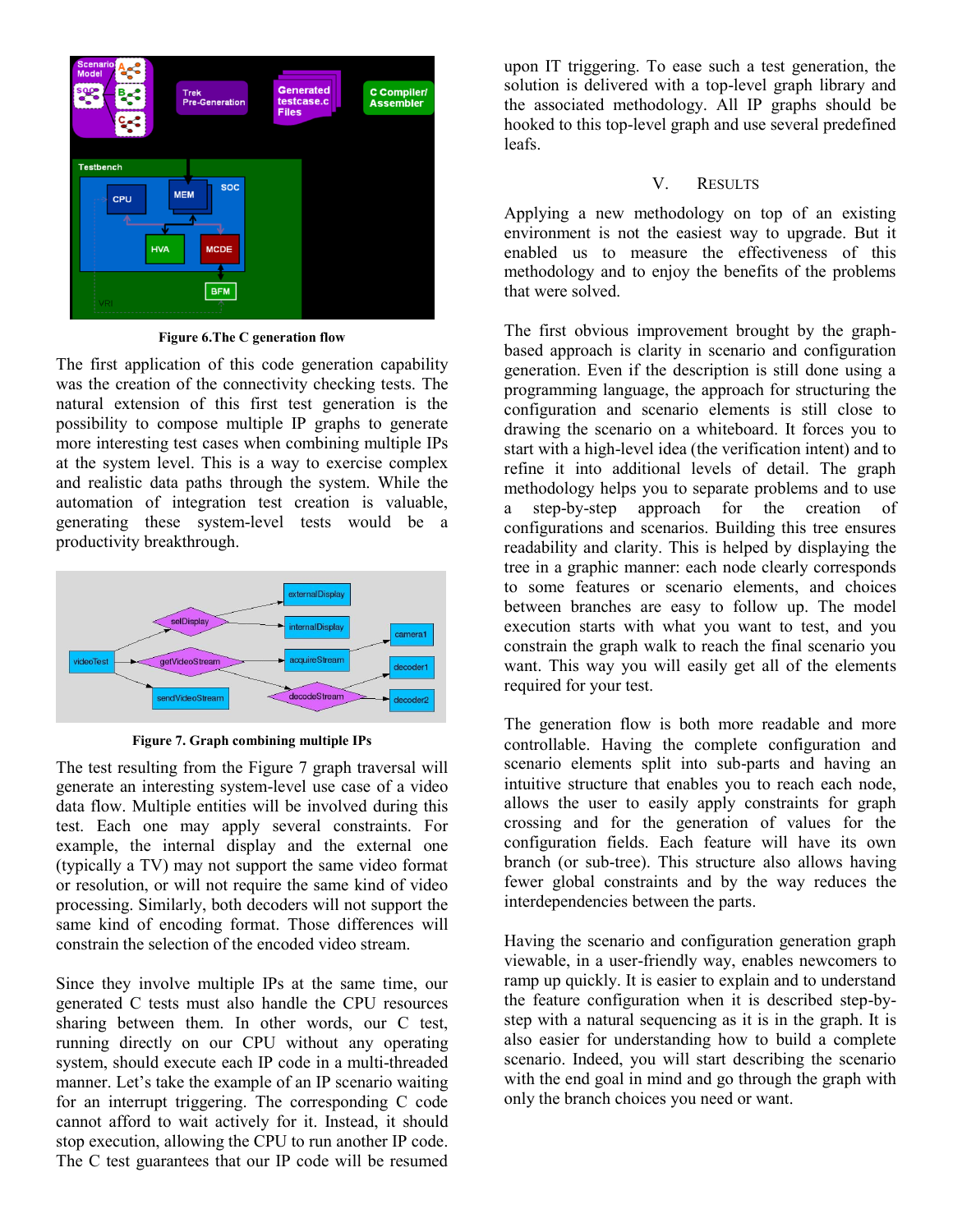Figure 6.The C generation flow

The first application of this code generation capability was the creation of the connectivity checking tests. The natural extension of this first test generation is the possibility to compose multiple IP graphs to generate more interesting test cases when combining multiple IPs at the system level. This is a way to exercise complex and realistic data paths through the system. While the automation of integration test creation is valuable, generating these system-level tests would be a productivity breakthrough.

Figure 7. Graph combining multiple IPs

The test resulting from the Figure 7 graph traversal will generate an interesting system-level use case of a video data flow. Multiple entities will be involved during this test. Each one may apply several constraints. For example, the internal display and the external one (typically a TV) may not support the same video format or resolution, or will not require the same kind of video processing. Similarly, both decoders will not support the same kind of encoding format. Those differences will constrain the selection of the encoded video stream.

Since they involve multiple IPs at the same time, our generated C tests must also handle the CPU resources sharing between them. In other words, our C test, running directly on our CPU without any operating system, should execute each IP code in a multi-threaded manner. Let's take the example of an IP scenario waiting for an interrupt triggering. The corresponding C code cannot afford to wait actively for it. Instead, it should stop execution, allowing the CPU to run another IP code. The C test guarantees that our IP code will be resumed upon IT triggering. To ease such a test generation, the solution is delivered with a top-level graph library and the associated methodology. All IP graphs should be hooked to this top-level graph and use several predefined leafs.

## V. RESULTS

Applying a new methodology on top of an existing environment is not the easiest way to upgrade. But it enabled us to measure the effectiveness of this methodology and to enjoy the benefits of the problems that were solved.

The first obvious improvement brought by the graph-based approach is clarity in scenario and configuration generation. Even if the description is still done using a programming language, the approach for structuring the configuration and scenario elements is still close to drawing the scenario on a whiteboard. It forces you to start with a high-level idea (the verification intent) and to refine it into additional levels of detail. The graph methodology helps you to separate problems and to use a step-by-step approach for the creation of configurations and scenarios. Building this tree ensures readability and clarity. This is helped by displaying the tree in a graphic manner: each node clearly corresponds to some features or scenario elements, and choices between branches are easy to follow up. The model execution starts with what you want to test, and you constrain the graph walk to reach the final scenario you want. This way you will easily get all of the elements required for your test.

The generation flow is both more readable and more controllable. Having the complete configuration and scenario elements split into sub-parts and having an intuitive structure that enables you to reach each node, allows the user to easily apply constraints for graph crossing and for the generation of values for the configuration fields. Each feature will have its own branch (or sub-tree). This structure also allows having fewer global constraints and by the way reduces the interdependencies between the parts.

Having the scenario and configuration generation graph viewable, in a user-friendly way, enables newcomers to ramp up quickly. It is easier to explain and to understand the feature configuration when it is described step-by-step with a natural sequencing as it is in the graph. It is also easier for understanding how to build a complete scenario. Indeed, you will start describing the scenario with the end goal in mind and go through the graph with only the branch choices you need or want.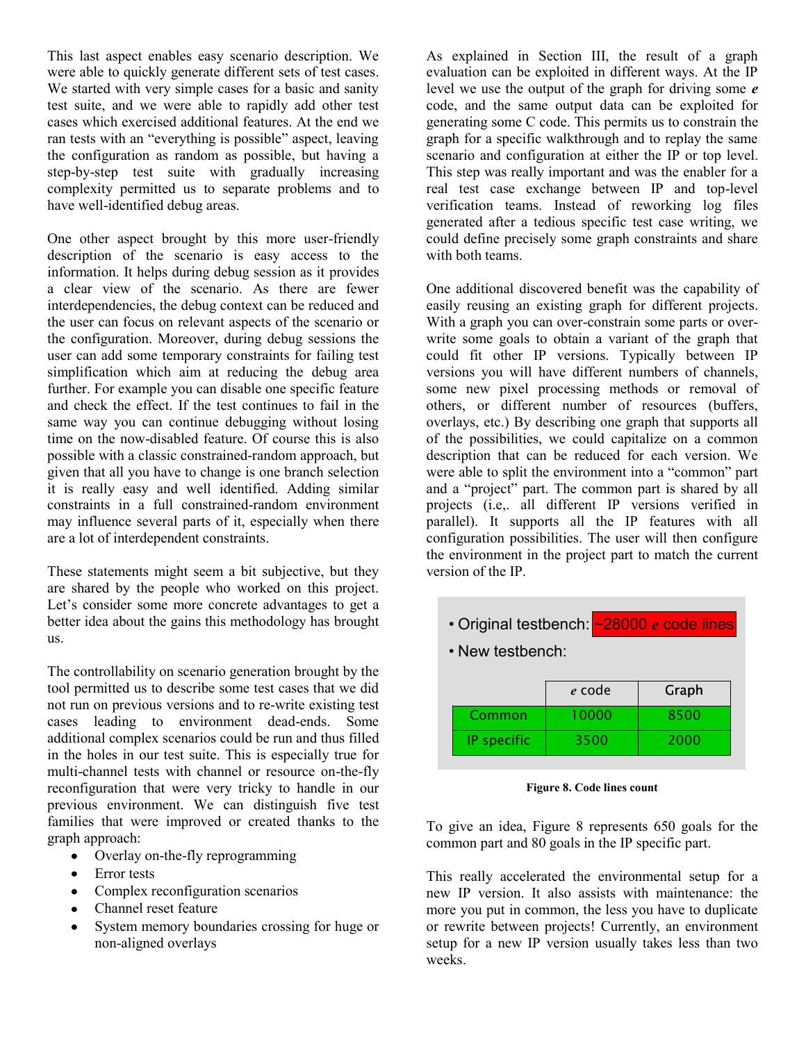This last aspect enables easy scenario description. We were able to quickly generate different sets of test cases. We started with very simple cases for a basic and sanity test suite, and we were able to rapidly add other test cases which exercised additional features. At the end we ran tests with an "everything is possible" aspect, leaving the configuration as random as possible, but having a step-by-step test suite with gradually increasing complexity permitted us to separate problems and to have well-identified debug areas.

One other aspect brought by this more user-friendly description of the scenario is easy access to the information. It helps during debug session as it provides a clear view of the scenario. As there are fewer interdependencies, the debug context can be reduced and the user can focus on relevant aspects of the scenario or the configuration. Moreover, during debug sessions the user can add some temporary constraints for failing test simplification which aim at reducing the debug area further. For example you can disable one specific feature and check the effect. If the test continues to fail in the same way you can continue debugging without losing time on the now-disabled feature. Of course this is also possible with a classic constrained-random approach, but given that all you have to change is one branch selection it is really easy and well identified. Adding similar constraints in a full constrained-random environment may influence several parts of it, especially when there are a lot of interdependent constraints.

These statements might seem a bit subjective, but they are shared by the people who worked on this project. Let's consider some more concrete advantages to get a better idea about the gains this methodology has brought us.

The controllability on scenario generation brought by the tool permitted us to describe some test cases that we did not run on previous versions and to re-write existing test cases leading to environment dead-ends. Some additional complex scenarios could be run and thus filled in the holes in our test suite. This is especially true for multi-channel tests with channel or resource on-the-fly reconfiguration that were very tricky to handle in our previous environment. We can distinguish five test families that were improved or created thanks to the graph approach:

- Overlay on-the-fly reprogramming
- Error tests
- Complex reconfiguration scenarios
- Channel reset feature
- System memory boundaries crossing for huge or non-aligned overlays

As explained in Section III, the result of a graph evaluation can be exploited in different ways. At the IP level we use the output of the graph for driving some ***e*** code, and the same output data can be exploited for generating some C code. This permits us to constrain the graph for a specific walkthrough and to replay the same scenario and configuration at either the IP or top level. This step was really important and was the enabler for a real test case exchange between IP and top-level verification teams. Instead of reworking log files generated after a tedious specific test case writing, we could define precisely some graph constraints and share with both teams.

One additional discovered benefit was the capability of easily reusing an existing graph for different projects. With a graph you can over-constrain some parts or overwrite some goals to obtain a variant of the graph that could fit other IP versions. Typically between IP versions you will have different numbers of channels, some new pixel processing methods or removal of others, or different number of resources (buffers, overlays, etc.) By describing one graph that supports all of the possibilities, we could capitalize on a common description that can be reduced for each version. We were able to split the environment into a "common" part and a "project" part. The common part is shared by all projects (i.e,. all different IP versions verified in parallel). It supports all the IP features with all configuration possibilities. The user will then configure the environment in the project part to match the current version of the IP.

- Original testbench: ~28000 ***e*** code lines
- New testbench:

| | *e* code | Graph |
|---|---|---|
| Common | 10000 | 8500 |
| IP specific | 3500 | 2000 |

**Figure 8. Code lines count**

To give an idea, Figure 8 represents 650 goals for the common part and 80 goals in the IP specific part.

This really accelerated the environmental setup for a new IP version. It also assists with maintenance: the more you put in common, the less you have to duplicate or rewrite between projects! Currently, an environment setup for a new IP version usually takes less than two weeks.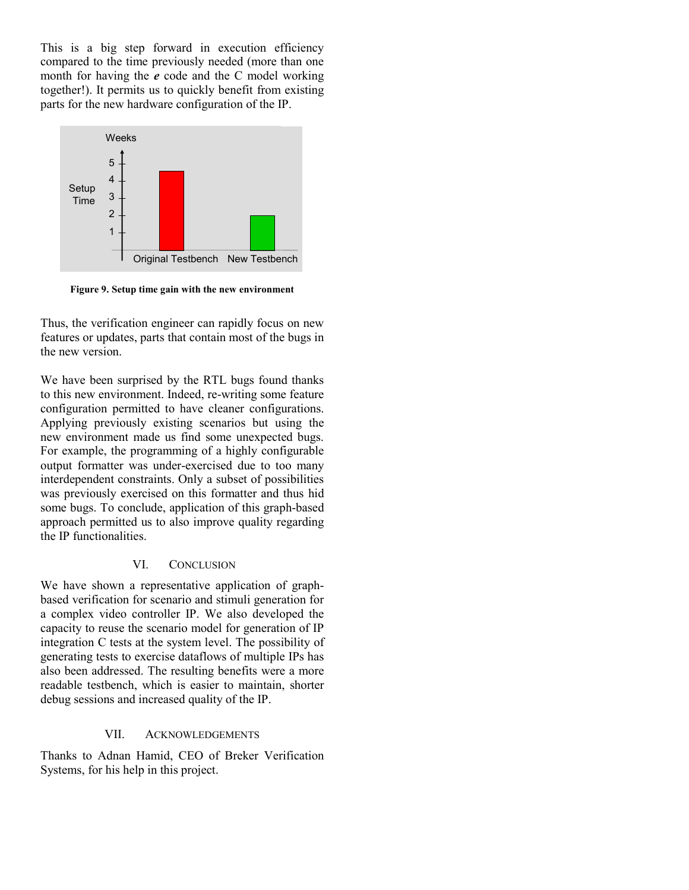This is a big step forward in execution efficiency compared to the time previously needed (more than one month for having the ***e*** code and the C model working together!). It permits us to quickly benefit from existing parts for the new hardware configuration of the IP.

Weeks

5
4
3
2
1

Setup Time

Original Testbench
New Testbench

**Figure 9. Setup time gain with the new environment**

Thus, the verification engineer can rapidly focus on new features or updates, parts that contain most of the bugs in the new version.

We have been surprised by the RTL bugs found thanks to this new environment. Indeed, re-writing some feature configuration permitted to have cleaner configurations. Applying previously existing scenarios but using the new environment made us find some unexpected bugs. For example, the programming of a highly configurable output formatter was under-exercised due to too many interdependent constraints. Only a subset of possibilities was previously exercised on this formatter and thus hid some bugs. To conclude, application of this graph-based approach permitted us to also improve quality regarding the IP functionalities.

## VI. Conclusion

We have shown a representative application of graph-based verification for scenario and stimuli generation for a complex video controller IP. We also developed the capacity to reuse the scenario model for generation of IP integration C tests at the system level. The possibility of generating tests to exercise dataflows of multiple IPs has also been addressed. The resulting benefits were a more readable testbench, which is easier to maintain, shorter debug sessions and increased quality of the IP.

## VII. Acknowledgements

Thanks to Adnan Hamid, CEO of Breker Verification Systems, for his help in this project.